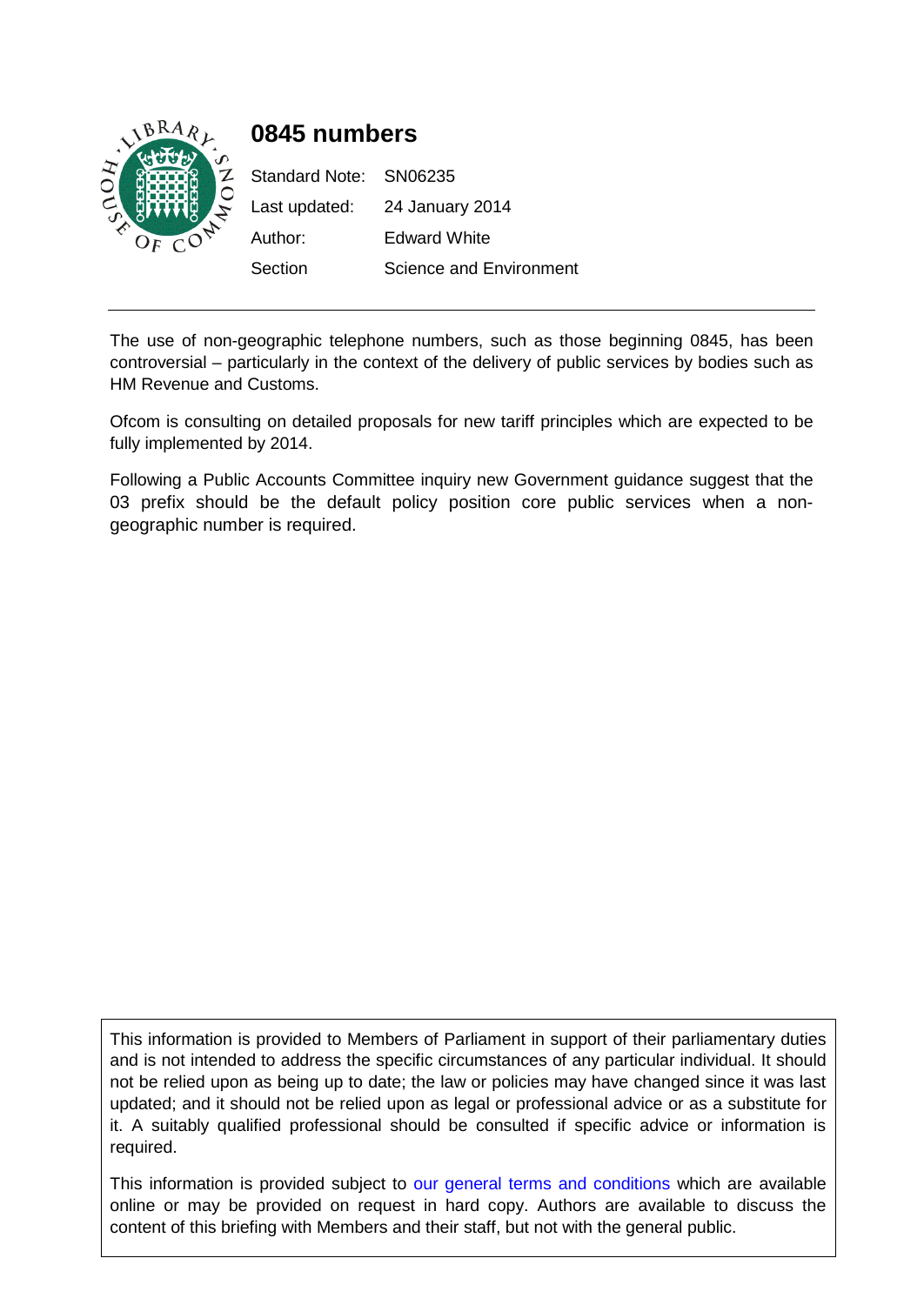# 0845 numbers

| | |
|---|---|
| Standard Note: | SN06235 |
| Last updated: | 24 January 2014 |
| Author: | Edward White |
| Section | Science and Environment |

The use of non-geographic telephone numbers, such as those beginning 0845, has been controversial – particularly in the context of the delivery of public services by bodies such as HM Revenue and Customs.

Ofcom is consulting on detailed proposals for new tariff principles which are expected to be fully implemented by 2014.

Following a Public Accounts Committee inquiry new Government guidance suggest that the 03 prefix should be the default policy position core public services when a non-geographic number is required.

This information is provided to Members of Parliament in support of their parliamentary duties and is not intended to address the specific circumstances of any particular individual. It should not be relied upon as being up to date; the law or policies may have changed since it was last updated; and it should not be relied upon as legal or professional advice or as a substitute for it. A suitably qualified professional should be consulted if specific advice or information is required.

This information is provided subject to our general terms and conditions which are available online or may be provided on request in hard copy. Authors are available to discuss the content of this briefing with Members and their staff, but not with the general public.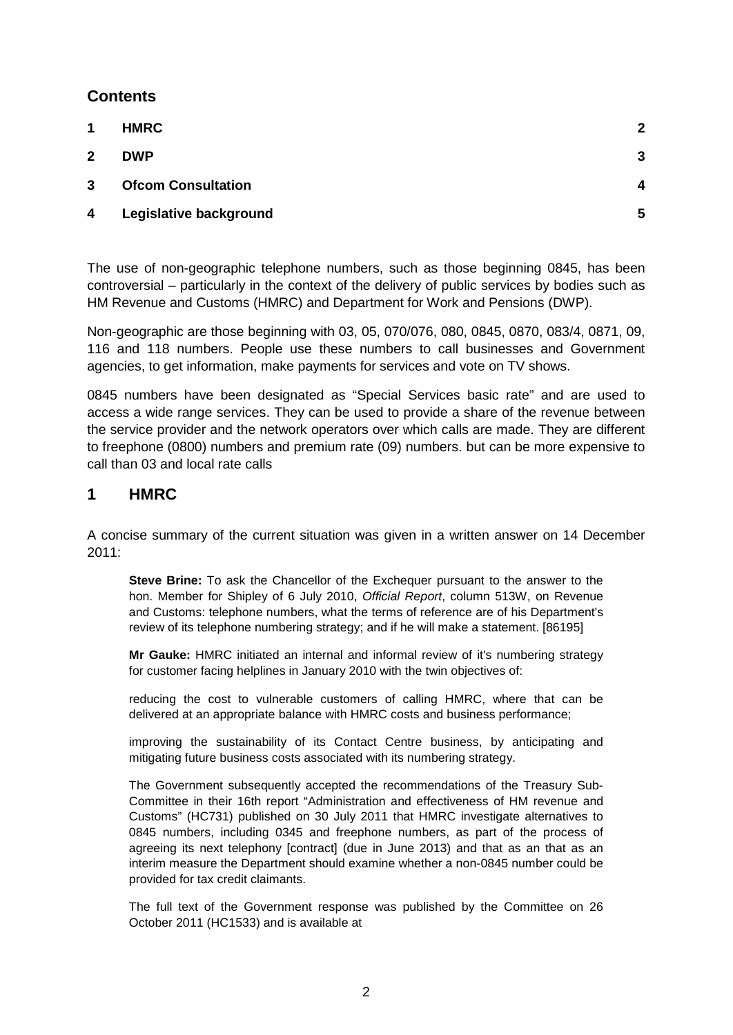## Contents

| | | |
|---|---|---|
| 1 | **HMRC** | 2 |
| 2 | **DWP** | 3 |
| 3 | **Ofcom Consultation** | 4 |
| 4 | **Legislative background** | 5 |

The use of non-geographic telephone numbers, such as those beginning 0845, has been controversial – particularly in the context of the delivery of public services by bodies such as HM Revenue and Customs (HMRC) and Department for Work and Pensions (DWP).

Non-geographic are those beginning with 03, 05, 070/076, 080, 0845, 0870, 083/4, 0871, 09, 116 and 118 numbers. People use these numbers to call businesses and Government agencies, to get information, make payments for services and vote on TV shows.

0845 numbers have been designated as "Special Services basic rate" and are used to access a wide range services. They can be used to provide a share of the revenue between the service provider and the network operators over which calls are made. They are different to freephone (0800) numbers and premium rate (09) numbers. but can be more expensive to call than 03 and local rate calls

## 1 HMRC

A concise summary of the current situation was given in a written answer on 14 December 2011:

> **Steve Brine:** To ask the Chancellor of the Exchequer pursuant to the answer to the hon. Member for Shipley of 6 July 2010, *Official Report*, column 513W, on Revenue and Customs: telephone numbers, what the terms of reference are of his Department's review of its telephone numbering strategy; and if he will make a statement. [86195]
>
> **Mr Gauke:** HMRC initiated an internal and informal review of it's numbering strategy for customer facing helplines in January 2010 with the twin objectives of:
>
> reducing the cost to vulnerable customers of calling HMRC, where that can be delivered at an appropriate balance with HMRC costs and business performance;
>
> improving the sustainability of its Contact Centre business, by anticipating and mitigating future business costs associated with its numbering strategy.
>
> The Government subsequently accepted the recommendations of the Treasury Sub-Committee in their 16th report "Administration and effectiveness of HM revenue and Customs" (HC731) published on 30 July 2011 that HMRC investigate alternatives to 0845 numbers, including 0345 and freephone numbers, as part of the process of agreeing its next telephony [contract] (due in June 2013) and that as an that as an interim measure the Department should examine whether a non-0845 number could be provided for tax credit claimants.
>
> The full text of the Government response was published by the Committee on 26 October 2011 (HC1533) and is available at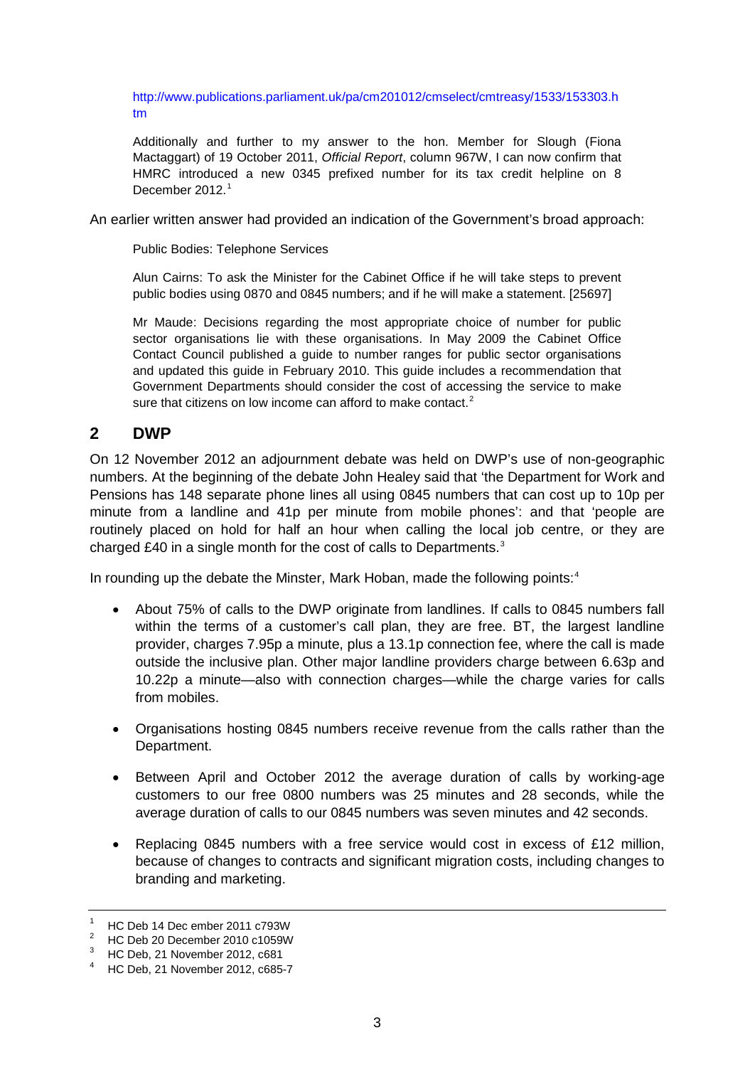http://www.publications.parliament.uk/pa/cm201012/cmselect/cmtreasy/1533/153303.htm

> Additionally and further to my answer to the hon. Member for Slough (Fiona Mactaggart) of 19 October 2011, *Official Report*, column 967W, I can now confirm that HMRC introduced a new 0345 prefixed number for its tax credit helpline on 8 December 2012.[1]

An earlier written answer had provided an indication of the Government's broad approach:

> Public Bodies: Telephone Services
>
> Alun Cairns: To ask the Minister for the Cabinet Office if he will take steps to prevent public bodies using 0870 and 0845 numbers; and if he will make a statement. [25697]
>
> Mr Maude: Decisions regarding the most appropriate choice of number for public sector organisations lie with these organisations. In May 2009 the Cabinet Office Contact Council published a guide to number ranges for public sector organisations and updated this guide in February 2010. This guide includes a recommendation that Government Departments should consider the cost of accessing the service to make sure that citizens on low income can afford to make contact.[2]

## 2 DWP

On 12 November 2012 an adjournment debate was held on DWP's use of non-geographic numbers. At the beginning of the debate John Healey said that 'the Department for Work and Pensions has 148 separate phone lines all using 0845 numbers that can cost up to 10p per minute from a landline and 41p per minute from mobile phones': and that 'people are routinely placed on hold for half an hour when calling the local job centre, or they are charged £40 in a single month for the cost of calls to Departments.[3]

In rounding up the debate the Minister, Mark Hoban, made the following points:[4]

- About 75% of calls to the DWP originate from landlines. If calls to 0845 numbers fall within the terms of a customer's call plan, they are free. BT, the largest landline provider, charges 7.95p a minute, plus a 13.1p connection fee, where the call is made outside the inclusive plan. Other major landline providers charge between 6.63p and 10.22p a minute—also with connection charges—while the charge varies for calls from mobiles.
- Organisations hosting 0845 numbers receive revenue from the calls rather than the Department.
- Between April and October 2012 the average duration of calls by working-age customers to our free 0800 numbers was 25 minutes and 28 seconds, while the average duration of calls to our 0845 numbers was seven minutes and 42 seconds.
- Replacing 0845 numbers with a free service would cost in excess of £12 million, because of changes to contracts and significant migration costs, including changes to branding and marketing.

---

[1] HC Deb 14 Dec ember 2011 c793W

[2] HC Deb 20 December 2010 c1059W

[3] HC Deb, 21 November 2012, c681

[4] HC Deb, 21 November 2012, c685-7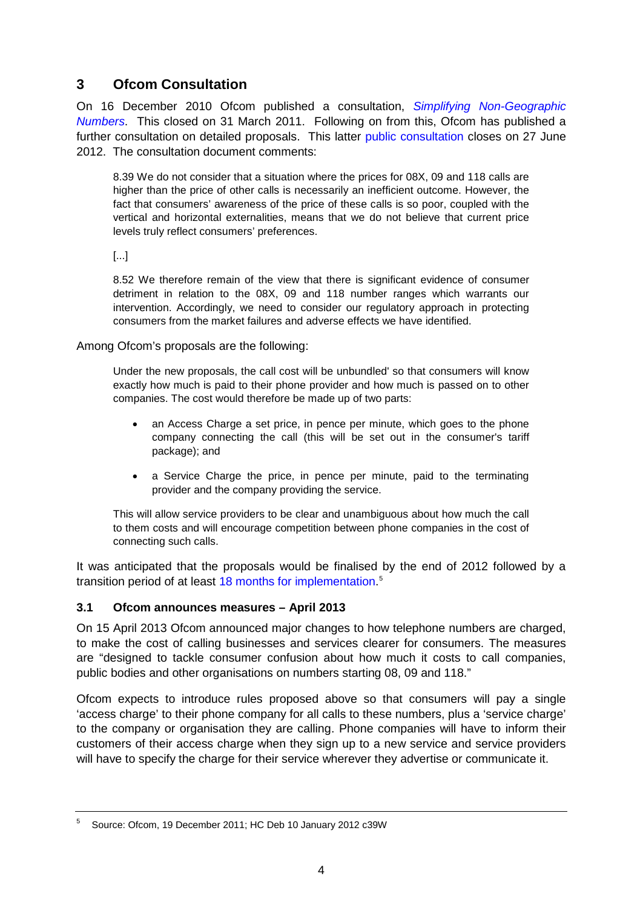## 3 Ofcom Consultation

On 16 December 2010 Ofcom published a consultation, *Simplifying Non-Geographic Numbers*. This closed on 31 March 2011. Following on from this, Ofcom has published a further consultation on detailed proposals. This latter public consultation closes on 27 June 2012. The consultation document comments:

> 8.39 We do not consider that a situation where the prices for 08X, 09 and 118 calls are higher than the price of other calls is necessarily an inefficient outcome. However, the fact that consumers' awareness of the price of these calls is so poor, coupled with the vertical and horizontal externalities, means that we do not believe that current price levels truly reflect consumers' preferences.
>
> [...]
>
> 8.52 We therefore remain of the view that there is significant evidence of consumer detriment in relation to the 08X, 09 and 118 number ranges which warrants our intervention. Accordingly, we need to consider our regulatory approach in protecting consumers from the market failures and adverse effects we have identified.

Among Ofcom's proposals are the following:

> Under the new proposals, the call cost will be unbundled' so that consumers will know exactly how much is paid to their phone provider and how much is passed on to other companies. The cost would therefore be made up of two parts:
>
> - an Access Charge a set price, in pence per minute, which goes to the phone company connecting the call (this will be set out in the consumer's tariff package); and
> - a Service Charge the price, in pence per minute, paid to the terminating provider and the company providing the service.
>
> This will allow service providers to be clear and unambiguous about how much the call to them costs and will encourage competition between phone companies in the cost of connecting such calls.

It was anticipated that the proposals would be finalised by the end of 2012 followed by a transition period of at least 18 months for implementation.[5]

### 3.1 Ofcom announces measures – April 2013

On 15 April 2013 Ofcom announced major changes to how telephone numbers are charged, to make the cost of calling businesses and services clearer for consumers. The measures are "designed to tackle consumer confusion about how much it costs to call companies, public bodies and other organisations on numbers starting 08, 09 and 118."

Ofcom expects to introduce rules proposed above so that consumers will pay a single 'access charge' to their phone company for all calls to these numbers, plus a 'service charge' to the company or organisation they are calling. Phone companies will have to inform their customers of their access charge when they sign up to a new service and service providers will have to specify the charge for their service wherever they advertise or communicate it.

---

[5] Source: Ofcom, 19 December 2011; HC Deb 10 January 2012 c39W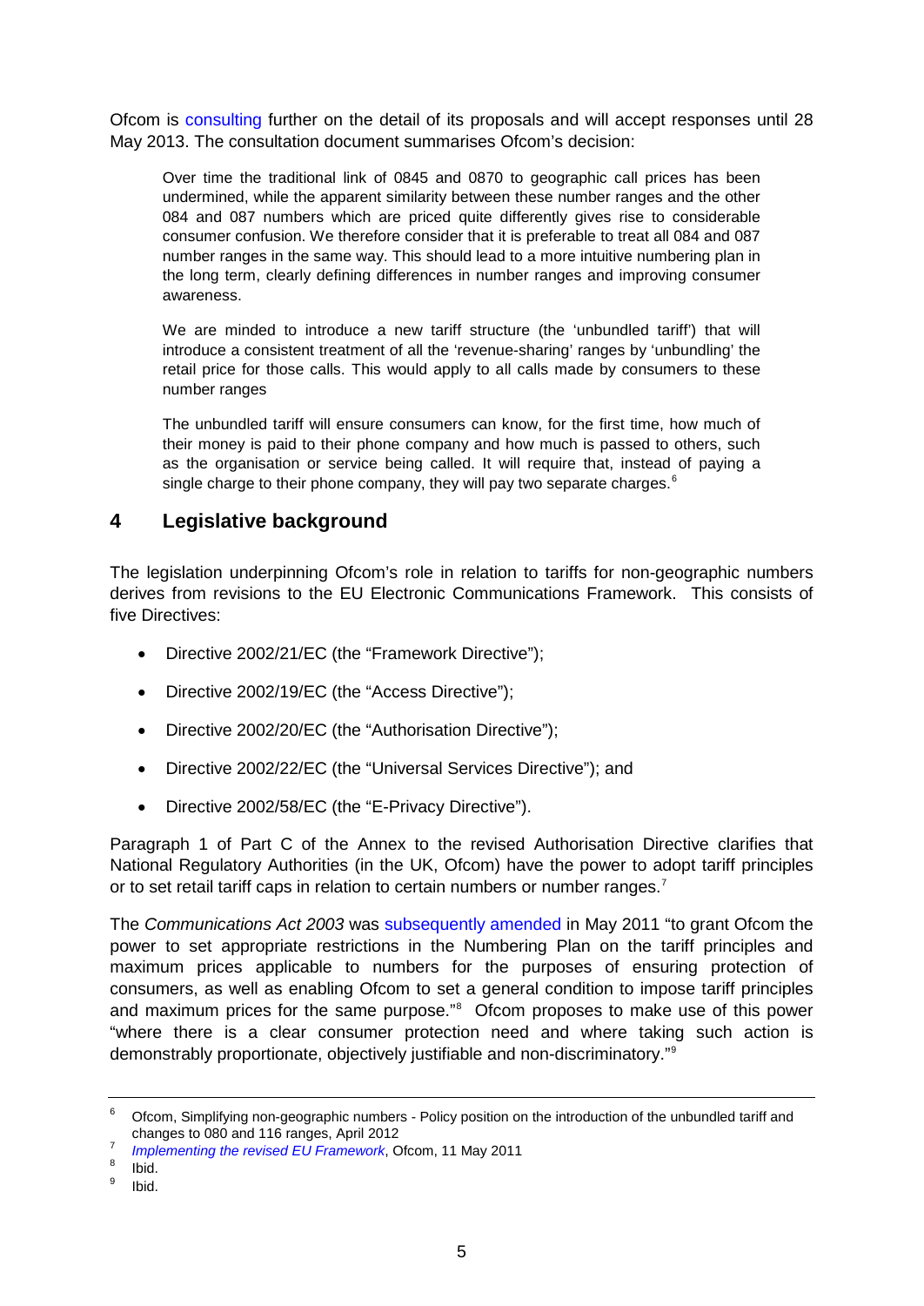Ofcom is consulting further on the detail of its proposals and will accept responses until 28 May 2013. The consultation document summarises Ofcom's decision:

> Over time the traditional link of 0845 and 0870 to geographic call prices has been undermined, while the apparent similarity between these number ranges and the other 084 and 087 numbers which are priced quite differently gives rise to considerable consumer confusion. We therefore consider that it is preferable to treat all 084 and 087 number ranges in the same way. This should lead to a more intuitive numbering plan in the long term, clearly defining differences in number ranges and improving consumer awareness.
>
> We are minded to introduce a new tariff structure (the 'unbundled tariff') that will introduce a consistent treatment of all the 'revenue-sharing' ranges by 'unbundling' the retail price for those calls. This would apply to all calls made by consumers to these number ranges
>
> The unbundled tariff will ensure consumers can know, for the first time, how much of their money is paid to their phone company and how much is passed to others, such as the organisation or service being called. It will require that, instead of paying a single charge to their phone company, they will pay two separate charges.[6]

## 4 Legislative background

The legislation underpinning Ofcom's role in relation to tariffs for non-geographic numbers derives from revisions to the EU Electronic Communications Framework. This consists of five Directives:

- Directive 2002/21/EC (the "Framework Directive");
- Directive 2002/19/EC (the "Access Directive");
- Directive 2002/20/EC (the "Authorisation Directive");
- Directive 2002/22/EC (the "Universal Services Directive"); and
- Directive 2002/58/EC (the "E-Privacy Directive").

Paragraph 1 of Part C of the Annex to the revised Authorisation Directive clarifies that National Regulatory Authorities (in the UK, Ofcom) have the power to adopt tariff principles or to set retail tariff caps in relation to certain numbers or number ranges.[7]

The *Communications Act 2003* was subsequently amended in May 2011 "to grant Ofcom the power to set appropriate restrictions in the Numbering Plan on the tariff principles and maximum prices applicable to numbers for the purposes of ensuring protection of consumers, as well as enabling Ofcom to set a general condition to impose tariff principles and maximum prices for the same purpose."[8] Ofcom proposes to make use of this power "where there is a clear consumer protection need and where taking such action is demonstrably proportionate, objectively justifiable and non-discriminatory."[9]

---

[6] Ofcom, Simplifying non-geographic numbers - Policy position on the introduction of the unbundled tariff and changes to 080 and 116 ranges, April 2012

[7] *Implementing the revised EU Framework*, Ofcom, 11 May 2011

[8] Ibid.

[9] Ibid.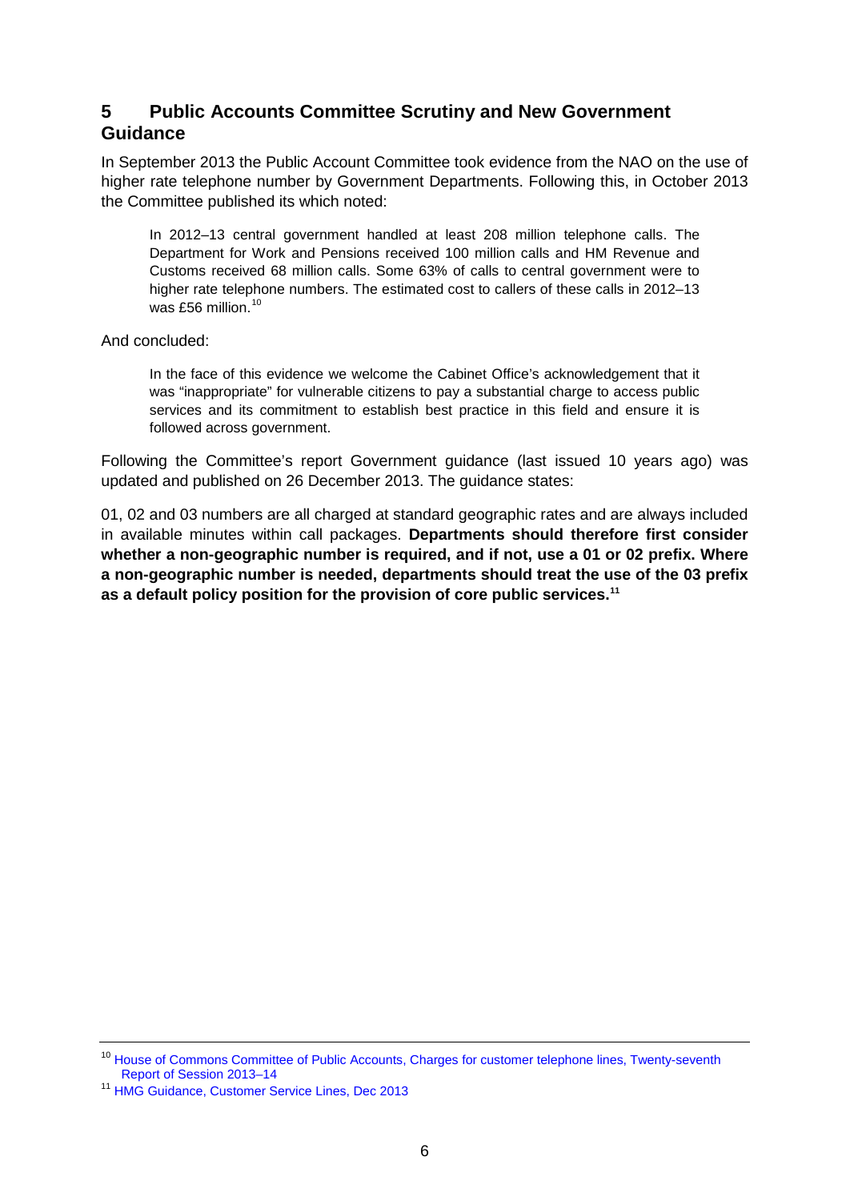## 5 Public Accounts Committee Scrutiny and New Government Guidance

In September 2013 the Public Account Committee took evidence from the NAO on the use of higher rate telephone number by Government Departments. Following this, in October 2013 the Committee published its which noted:

> In 2012–13 central government handled at least 208 million telephone calls. The Department for Work and Pensions received 100 million calls and HM Revenue and Customs received 68 million calls. Some 63% of calls to central government were to higher rate telephone numbers. The estimated cost to callers of these calls in 2012–13 was £56 million.[10]

And concluded:

> In the face of this evidence we welcome the Cabinet Office's acknowledgement that it was "inappropriate" for vulnerable citizens to pay a substantial charge to access public services and its commitment to establish best practice in this field and ensure it is followed across government.

Following the Committee's report Government guidance (last issued 10 years ago) was updated and published on 26 December 2013. The guidance states:

01, 02 and 03 numbers are all charged at standard geographic rates and are always included in available minutes within call packages. **Departments should therefore first consider whether a non-geographic number is required, and if not, use a 01 or 02 prefix. Where a non-geographic number is needed, departments should treat the use of the 03 prefix as a default policy position for the provision of core public services.**[11]

---

[10] House of Commons Committee of Public Accounts, Charges for customer telephone lines, Twenty-seventh Report of Session 2013–14

[11] HMG Guidance, Customer Service Lines, Dec 2013